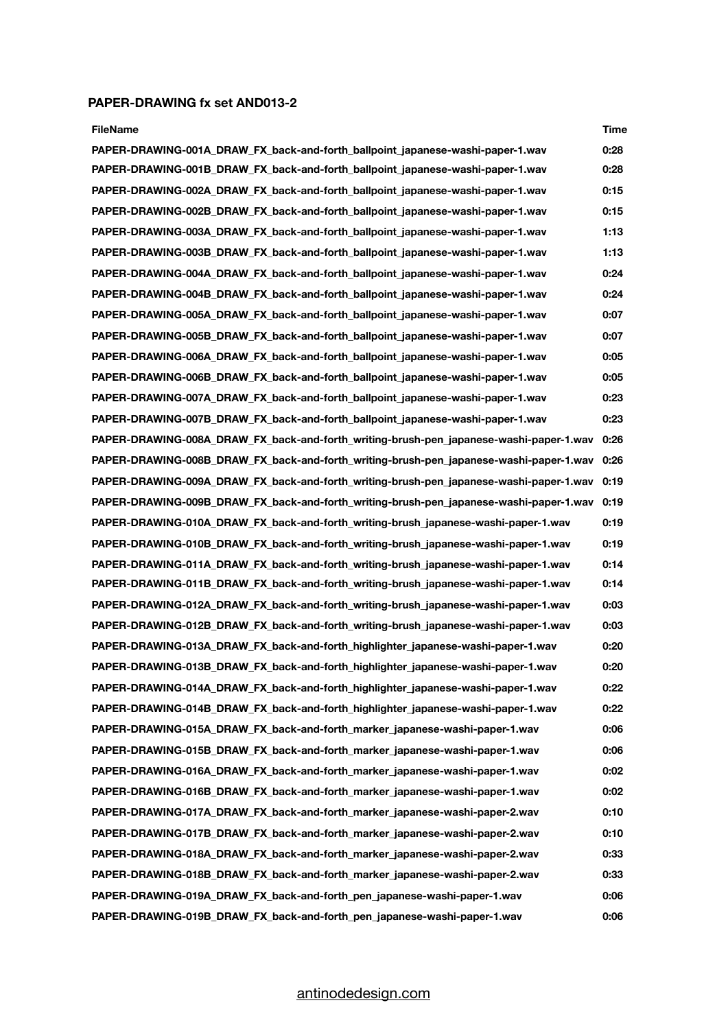**PAPER-DRAWING fx set AND013-2**

| FileName | Time |
| --- | --- |
| PAPER-DRAWING-001A_DRAW_FX_back-and-forth_ballpoint_japanese-washi-paper-1.wav | 0:28 |
| PAPER-DRAWING-001B_DRAW_FX_back-and-forth_ballpoint_japanese-washi-paper-1.wav | 0:28 |
| PAPER-DRAWING-002A_DRAW_FX_back-and-forth_ballpoint_japanese-washi-paper-1.wav | 0:15 |
| PAPER-DRAWING-002B_DRAW_FX_back-and-forth_ballpoint_japanese-washi-paper-1.wav | 0:15 |
| PAPER-DRAWING-003A_DRAW_FX_back-and-forth_ballpoint_japanese-washi-paper-1.wav | 1:13 |
| PAPER-DRAWING-003B_DRAW_FX_back-and-forth_ballpoint_japanese-washi-paper-1.wav | 1:13 |
| PAPER-DRAWING-004A_DRAW_FX_back-and-forth_ballpoint_japanese-washi-paper-1.wav | 0:24 |
| PAPER-DRAWING-004B_DRAW_FX_back-and-forth_ballpoint_japanese-washi-paper-1.wav | 0:24 |
| PAPER-DRAWING-005A_DRAW_FX_back-and-forth_ballpoint_japanese-washi-paper-1.wav | 0:07 |
| PAPER-DRAWING-005B_DRAW_FX_back-and-forth_ballpoint_japanese-washi-paper-1.wav | 0:07 |
| PAPER-DRAWING-006A_DRAW_FX_back-and-forth_ballpoint_japanese-washi-paper-1.wav | 0:05 |
| PAPER-DRAWING-006B_DRAW_FX_back-and-forth_ballpoint_japanese-washi-paper-1.wav | 0:05 |
| PAPER-DRAWING-007A_DRAW_FX_back-and-forth_ballpoint_japanese-washi-paper-1.wav | 0:23 |
| PAPER-DRAWING-007B_DRAW_FX_back-and-forth_ballpoint_japanese-washi-paper-1.wav | 0:23 |
| PAPER-DRAWING-008A_DRAW_FX_back-and-forth_writing-brush-pen_japanese-washi-paper-1.wav | 0:26 |
| PAPER-DRAWING-008B_DRAW_FX_back-and-forth_writing-brush-pen_japanese-washi-paper-1.wav | 0:26 |
| PAPER-DRAWING-009A_DRAW_FX_back-and-forth_writing-brush-pen_japanese-washi-paper-1.wav | 0:19 |
| PAPER-DRAWING-009B_DRAW_FX_back-and-forth_writing-brush-pen_japanese-washi-paper-1.wav | 0:19 |
| PAPER-DRAWING-010A_DRAW_FX_back-and-forth_writing-brush_japanese-washi-paper-1.wav | 0:19 |
| PAPER-DRAWING-010B_DRAW_FX_back-and-forth_writing-brush_japanese-washi-paper-1.wav | 0:19 |
| PAPER-DRAWING-011A_DRAW_FX_back-and-forth_writing-brush_japanese-washi-paper-1.wav | 0:14 |
| PAPER-DRAWING-011B_DRAW_FX_back-and-forth_writing-brush_japanese-washi-paper-1.wav | 0:14 |
| PAPER-DRAWING-012A_DRAW_FX_back-and-forth_writing-brush_japanese-washi-paper-1.wav | 0:03 |
| PAPER-DRAWING-012B_DRAW_FX_back-and-forth_writing-brush_japanese-washi-paper-1.wav | 0:03 |
| PAPER-DRAWING-013A_DRAW_FX_back-and-forth_highlighter_japanese-washi-paper-1.wav | 0:20 |
| PAPER-DRAWING-013B_DRAW_FX_back-and-forth_highlighter_japanese-washi-paper-1.wav | 0:20 |
| PAPER-DRAWING-014A_DRAW_FX_back-and-forth_highlighter_japanese-washi-paper-1.wav | 0:22 |
| PAPER-DRAWING-014B_DRAW_FX_back-and-forth_highlighter_japanese-washi-paper-1.wav | 0:22 |
| PAPER-DRAWING-015A_DRAW_FX_back-and-forth_marker_japanese-washi-paper-1.wav | 0:06 |
| PAPER-DRAWING-015B_DRAW_FX_back-and-forth_marker_japanese-washi-paper-1.wav | 0:06 |
| PAPER-DRAWING-016A_DRAW_FX_back-and-forth_marker_japanese-washi-paper-1.wav | 0:02 |
| PAPER-DRAWING-016B_DRAW_FX_back-and-forth_marker_japanese-washi-paper-1.wav | 0:02 |
| PAPER-DRAWING-017A_DRAW_FX_back-and-forth_marker_japanese-washi-paper-2.wav | 0:10 |
| PAPER-DRAWING-017B_DRAW_FX_back-and-forth_marker_japanese-washi-paper-2.wav | 0:10 |
| PAPER-DRAWING-018A_DRAW_FX_back-and-forth_marker_japanese-washi-paper-2.wav | 0:33 |
| PAPER-DRAWING-018B_DRAW_FX_back-and-forth_marker_japanese-washi-paper-2.wav | 0:33 |
| PAPER-DRAWING-019A_DRAW_FX_back-and-forth_pen_japanese-washi-paper-1.wav | 0:06 |
| PAPER-DRAWING-019B_DRAW_FX_back-and-forth_pen_japanese-washi-paper-1.wav | 0:06 |

antinodedesign.com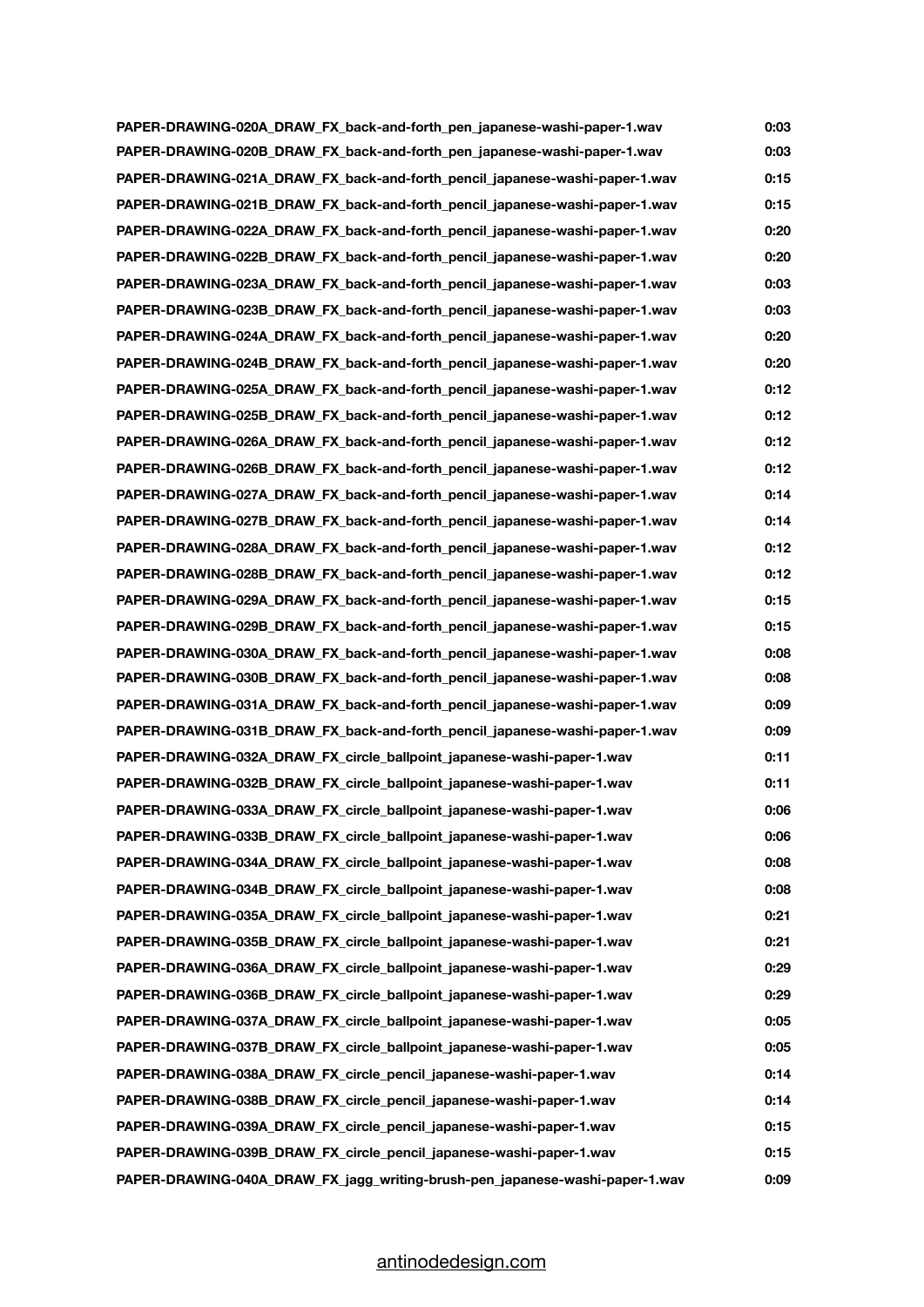| | |
|---|---|
| **PAPER-DRAWING-020A_DRAW_FX_back-and-forth_pen_japanese-washi-paper-1.wav** | **0:03** |
| **PAPER-DRAWING-020B_DRAW_FX_back-and-forth_pen_japanese-washi-paper-1.wav** | **0:03** |
| **PAPER-DRAWING-021A_DRAW_FX_back-and-forth_pencil_japanese-washi-paper-1.wav** | **0:15** |
| **PAPER-DRAWING-021B_DRAW_FX_back-and-forth_pencil_japanese-washi-paper-1.wav** | **0:15** |
| **PAPER-DRAWING-022A_DRAW_FX_back-and-forth_pencil_japanese-washi-paper-1.wav** | **0:20** |
| **PAPER-DRAWING-022B_DRAW_FX_back-and-forth_pencil_japanese-washi-paper-1.wav** | **0:20** |
| **PAPER-DRAWING-023A_DRAW_FX_back-and-forth_pencil_japanese-washi-paper-1.wav** | **0:03** |
| **PAPER-DRAWING-023B_DRAW_FX_back-and-forth_pencil_japanese-washi-paper-1.wav** | **0:03** |
| **PAPER-DRAWING-024A_DRAW_FX_back-and-forth_pencil_japanese-washi-paper-1.wav** | **0:20** |
| **PAPER-DRAWING-024B_DRAW_FX_back-and-forth_pencil_japanese-washi-paper-1.wav** | **0:20** |
| **PAPER-DRAWING-025A_DRAW_FX_back-and-forth_pencil_japanese-washi-paper-1.wav** | **0:12** |
| **PAPER-DRAWING-025B_DRAW_FX_back-and-forth_pencil_japanese-washi-paper-1.wav** | **0:12** |
| **PAPER-DRAWING-026A_DRAW_FX_back-and-forth_pencil_japanese-washi-paper-1.wav** | **0:12** |
| **PAPER-DRAWING-026B_DRAW_FX_back-and-forth_pencil_japanese-washi-paper-1.wav** | **0:12** |
| **PAPER-DRAWING-027A_DRAW_FX_back-and-forth_pencil_japanese-washi-paper-1.wav** | **0:14** |
| **PAPER-DRAWING-027B_DRAW_FX_back-and-forth_pencil_japanese-washi-paper-1.wav** | **0:14** |
| **PAPER-DRAWING-028A_DRAW_FX_back-and-forth_pencil_japanese-washi-paper-1.wav** | **0:12** |
| **PAPER-DRAWING-028B_DRAW_FX_back-and-forth_pencil_japanese-washi-paper-1.wav** | **0:12** |
| **PAPER-DRAWING-029A_DRAW_FX_back-and-forth_pencil_japanese-washi-paper-1.wav** | **0:15** |
| **PAPER-DRAWING-029B_DRAW_FX_back-and-forth_pencil_japanese-washi-paper-1.wav** | **0:15** |
| **PAPER-DRAWING-030A_DRAW_FX_back-and-forth_pencil_japanese-washi-paper-1.wav** | **0:08** |
| **PAPER-DRAWING-030B_DRAW_FX_back-and-forth_pencil_japanese-washi-paper-1.wav** | **0:08** |
| **PAPER-DRAWING-031A_DRAW_FX_back-and-forth_pencil_japanese-washi-paper-1.wav** | **0:09** |
| **PAPER-DRAWING-031B_DRAW_FX_back-and-forth_pencil_japanese-washi-paper-1.wav** | **0:09** |
| **PAPER-DRAWING-032A_DRAW_FX_circle_ballpoint_japanese-washi-paper-1.wav** | **0:11** |
| **PAPER-DRAWING-032B_DRAW_FX_circle_ballpoint_japanese-washi-paper-1.wav** | **0:11** |
| **PAPER-DRAWING-033A_DRAW_FX_circle_ballpoint_japanese-washi-paper-1.wav** | **0:06** |
| **PAPER-DRAWING-033B_DRAW_FX_circle_ballpoint_japanese-washi-paper-1.wav** | **0:06** |
| **PAPER-DRAWING-034A_DRAW_FX_circle_ballpoint_japanese-washi-paper-1.wav** | **0:08** |
| **PAPER-DRAWING-034B_DRAW_FX_circle_ballpoint_japanese-washi-paper-1.wav** | **0:08** |
| **PAPER-DRAWING-035A_DRAW_FX_circle_ballpoint_japanese-washi-paper-1.wav** | **0:21** |
| **PAPER-DRAWING-035B_DRAW_FX_circle_ballpoint_japanese-washi-paper-1.wav** | **0:21** |
| **PAPER-DRAWING-036A_DRAW_FX_circle_ballpoint_japanese-washi-paper-1.wav** | **0:29** |
| **PAPER-DRAWING-036B_DRAW_FX_circle_ballpoint_japanese-washi-paper-1.wav** | **0:29** |
| **PAPER-DRAWING-037A_DRAW_FX_circle_ballpoint_japanese-washi-paper-1.wav** | **0:05** |
| **PAPER-DRAWING-037B_DRAW_FX_circle_ballpoint_japanese-washi-paper-1.wav** | **0:05** |
| **PAPER-DRAWING-038A_DRAW_FX_circle_pencil_japanese-washi-paper-1.wav** | **0:14** |
| **PAPER-DRAWING-038B_DRAW_FX_circle_pencil_japanese-washi-paper-1.wav** | **0:14** |
| **PAPER-DRAWING-039A_DRAW_FX_circle_pencil_japanese-washi-paper-1.wav** | **0:15** |
| **PAPER-DRAWING-039B_DRAW_FX_circle_pencil_japanese-washi-paper-1.wav** | **0:15** |
| **PAPER-DRAWING-040A_DRAW_FX_jagg_writing-brush-pen_japanese-washi-paper-1.wav** | **0:09** |

antinodedesign.com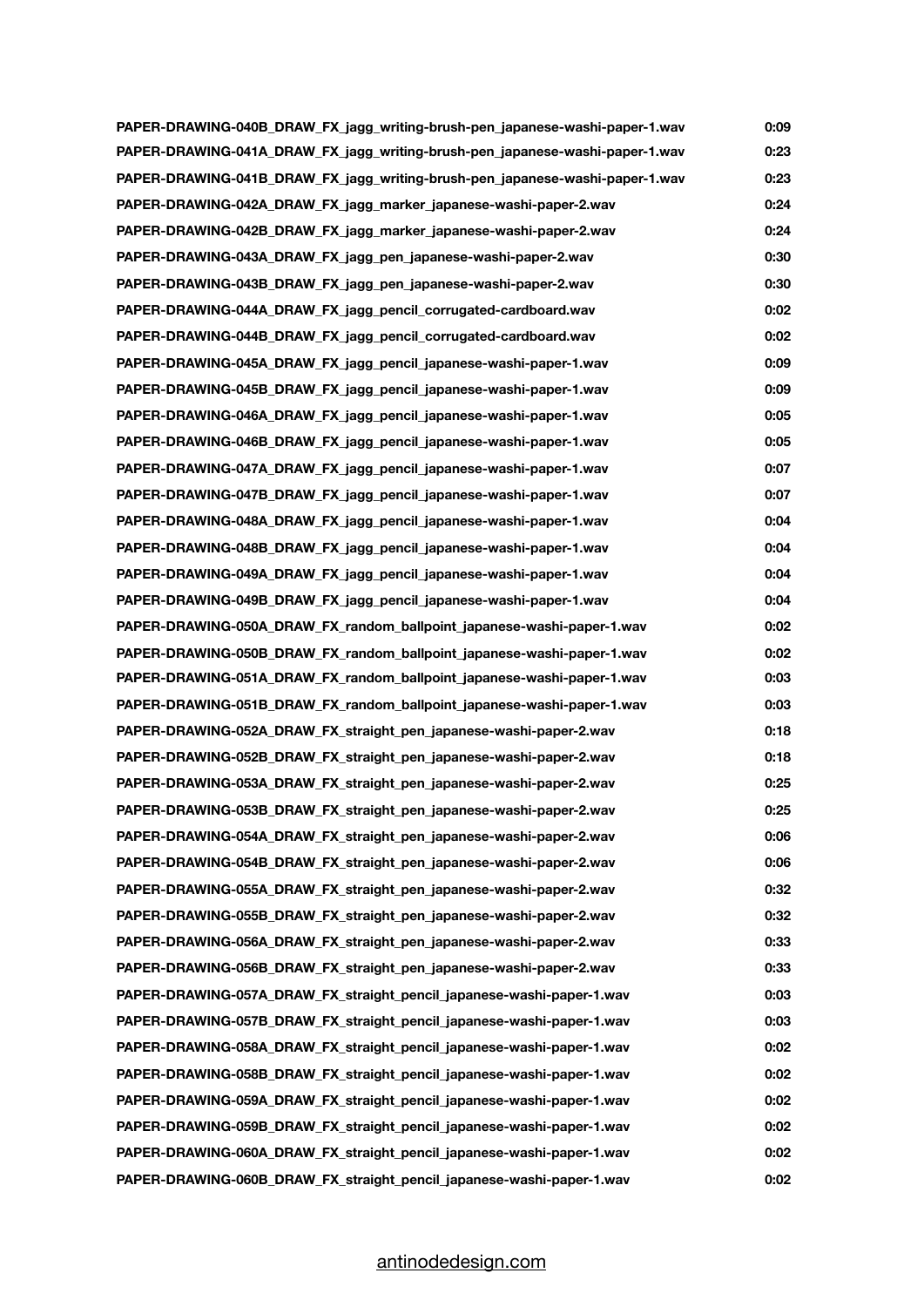| | |
|---|---|
| **PAPER-DRAWING-040B_DRAW_FX_jagg_writing-brush-pen_japanese-washi-paper-1.wav** | **0:09** |
| **PAPER-DRAWING-041A_DRAW_FX_jagg_writing-brush-pen_japanese-washi-paper-1.wav** | **0:23** |
| **PAPER-DRAWING-041B_DRAW_FX_jagg_writing-brush-pen_japanese-washi-paper-1.wav** | **0:23** |
| **PAPER-DRAWING-042A_DRAW_FX_jagg_marker_japanese-washi-paper-2.wav** | **0:24** |
| **PAPER-DRAWING-042B_DRAW_FX_jagg_marker_japanese-washi-paper-2.wav** | **0:24** |
| **PAPER-DRAWING-043A_DRAW_FX_jagg_pen_japanese-washi-paper-2.wav** | **0:30** |
| **PAPER-DRAWING-043B_DRAW_FX_jagg_pen_japanese-washi-paper-2.wav** | **0:30** |
| **PAPER-DRAWING-044A_DRAW_FX_jagg_pencil_corrugated-cardboard.wav** | **0:02** |
| **PAPER-DRAWING-044B_DRAW_FX_jagg_pencil_corrugated-cardboard.wav** | **0:02** |
| **PAPER-DRAWING-045A_DRAW_FX_jagg_pencil_japanese-washi-paper-1.wav** | **0:09** |
| **PAPER-DRAWING-045B_DRAW_FX_jagg_pencil_japanese-washi-paper-1.wav** | **0:09** |
| **PAPER-DRAWING-046A_DRAW_FX_jagg_pencil_japanese-washi-paper-1.wav** | **0:05** |
| **PAPER-DRAWING-046B_DRAW_FX_jagg_pencil_japanese-washi-paper-1.wav** | **0:05** |
| **PAPER-DRAWING-047A_DRAW_FX_jagg_pencil_japanese-washi-paper-1.wav** | **0:07** |
| **PAPER-DRAWING-047B_DRAW_FX_jagg_pencil_japanese-washi-paper-1.wav** | **0:07** |
| **PAPER-DRAWING-048A_DRAW_FX_jagg_pencil_japanese-washi-paper-1.wav** | **0:04** |
| **PAPER-DRAWING-048B_DRAW_FX_jagg_pencil_japanese-washi-paper-1.wav** | **0:04** |
| **PAPER-DRAWING-049A_DRAW_FX_jagg_pencil_japanese-washi-paper-1.wav** | **0:04** |
| **PAPER-DRAWING-049B_DRAW_FX_jagg_pencil_japanese-washi-paper-1.wav** | **0:04** |
| **PAPER-DRAWING-050A_DRAW_FX_random_ballpoint_japanese-washi-paper-1.wav** | **0:02** |
| **PAPER-DRAWING-050B_DRAW_FX_random_ballpoint_japanese-washi-paper-1.wav** | **0:02** |
| **PAPER-DRAWING-051A_DRAW_FX_random_ballpoint_japanese-washi-paper-1.wav** | **0:03** |
| **PAPER-DRAWING-051B_DRAW_FX_random_ballpoint_japanese-washi-paper-1.wav** | **0:03** |
| **PAPER-DRAWING-052A_DRAW_FX_straight_pen_japanese-washi-paper-2.wav** | **0:18** |
| **PAPER-DRAWING-052B_DRAW_FX_straight_pen_japanese-washi-paper-2.wav** | **0:18** |
| **PAPER-DRAWING-053A_DRAW_FX_straight_pen_japanese-washi-paper-2.wav** | **0:25** |
| **PAPER-DRAWING-053B_DRAW_FX_straight_pen_japanese-washi-paper-2.wav** | **0:25** |
| **PAPER-DRAWING-054A_DRAW_FX_straight_pen_japanese-washi-paper-2.wav** | **0:06** |
| **PAPER-DRAWING-054B_DRAW_FX_straight_pen_japanese-washi-paper-2.wav** | **0:06** |
| **PAPER-DRAWING-055A_DRAW_FX_straight_pen_japanese-washi-paper-2.wav** | **0:32** |
| **PAPER-DRAWING-055B_DRAW_FX_straight_pen_japanese-washi-paper-2.wav** | **0:32** |
| **PAPER-DRAWING-056A_DRAW_FX_straight_pen_japanese-washi-paper-2.wav** | **0:33** |
| **PAPER-DRAWING-056B_DRAW_FX_straight_pen_japanese-washi-paper-2.wav** | **0:33** |
| **PAPER-DRAWING-057A_DRAW_FX_straight_pencil_japanese-washi-paper-1.wav** | **0:03** |
| **PAPER-DRAWING-057B_DRAW_FX_straight_pencil_japanese-washi-paper-1.wav** | **0:03** |
| **PAPER-DRAWING-058A_DRAW_FX_straight_pencil_japanese-washi-paper-1.wav** | **0:02** |
| **PAPER-DRAWING-058B_DRAW_FX_straight_pencil_japanese-washi-paper-1.wav** | **0:02** |
| **PAPER-DRAWING-059A_DRAW_FX_straight_pencil_japanese-washi-paper-1.wav** | **0:02** |
| **PAPER-DRAWING-059B_DRAW_FX_straight_pencil_japanese-washi-paper-1.wav** | **0:02** |
| **PAPER-DRAWING-060A_DRAW_FX_straight_pencil_japanese-washi-paper-1.wav** | **0:02** |
| **PAPER-DRAWING-060B_DRAW_FX_straight_pencil_japanese-washi-paper-1.wav** | **0:02** |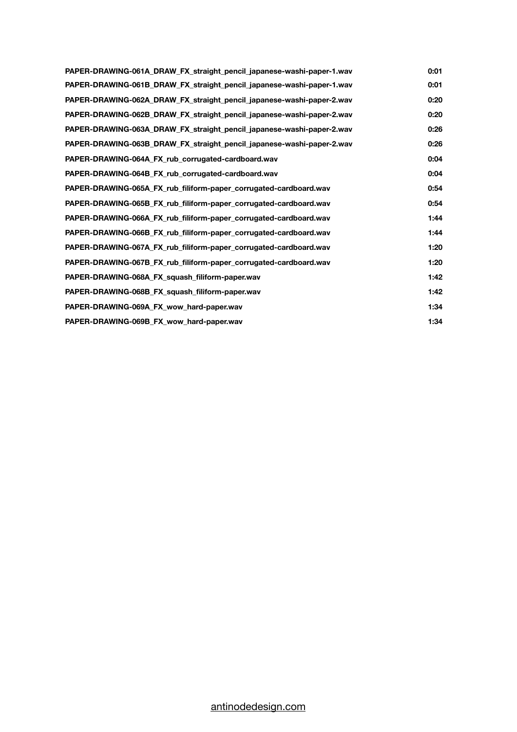| | |
|---|---|
| **PAPER-DRAWING-061A_DRAW_FX_straight_pencil_japanese-washi-paper-1.wav** | **0:01** |
| **PAPER-DRAWING-061B_DRAW_FX_straight_pencil_japanese-washi-paper-1.wav** | **0:01** |
| **PAPER-DRAWING-062A_DRAW_FX_straight_pencil_japanese-washi-paper-2.wav** | **0:20** |
| **PAPER-DRAWING-062B_DRAW_FX_straight_pencil_japanese-washi-paper-2.wav** | **0:20** |
| **PAPER-DRAWING-063A_DRAW_FX_straight_pencil_japanese-washi-paper-2.wav** | **0:26** |
| **PAPER-DRAWING-063B_DRAW_FX_straight_pencil_japanese-washi-paper-2.wav** | **0:26** |
| **PAPER-DRAWING-064A_FX_rub_corrugated-cardboard.wav** | **0:04** |
| **PAPER-DRAWING-064B_FX_rub_corrugated-cardboard.wav** | **0:04** |
| **PAPER-DRAWING-065A_FX_rub_filiform-paper_corrugated-cardboard.wav** | **0:54** |
| **PAPER-DRAWING-065B_FX_rub_filiform-paper_corrugated-cardboard.wav** | **0:54** |
| **PAPER-DRAWING-066A_FX_rub_filiform-paper_corrugated-cardboard.wav** | **1:44** |
| **PAPER-DRAWING-066B_FX_rub_filiform-paper_corrugated-cardboard.wav** | **1:44** |
| **PAPER-DRAWING-067A_FX_rub_filiform-paper_corrugated-cardboard.wav** | **1:20** |
| **PAPER-DRAWING-067B_FX_rub_filiform-paper_corrugated-cardboard.wav** | **1:20** |
| **PAPER-DRAWING-068A_FX_squash_filiform-paper.wav** | **1:42** |
| **PAPER-DRAWING-068B_FX_squash_filiform-paper.wav** | **1:42** |
| **PAPER-DRAWING-069A_FX_wow_hard-paper.wav** | **1:34** |
| **PAPER-DRAWING-069B_FX_wow_hard-paper.wav** | **1:34** |